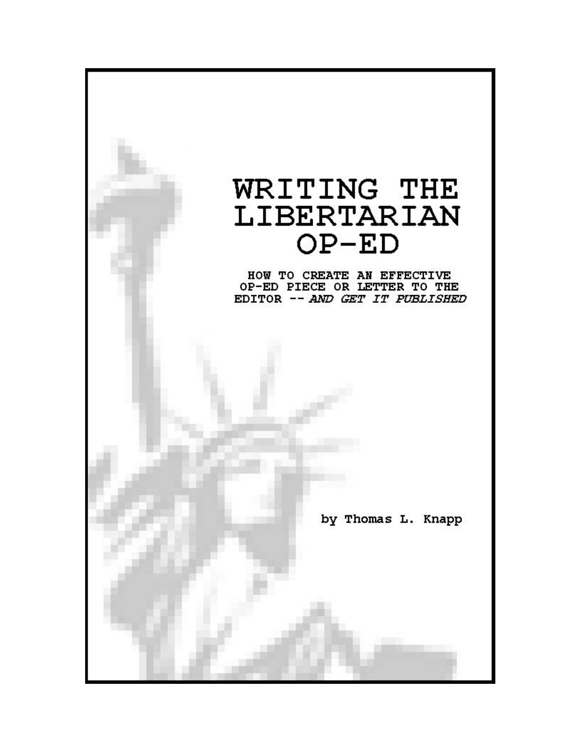# WRITING THE LIBERTARIAN OP-ED

**HOW TO CREATE AN EFFECTIVE OP-ED PIECE OR LETTER TO THE EDITOR -- *AND GET IT PUBLISHED***

by Thomas L. Knapp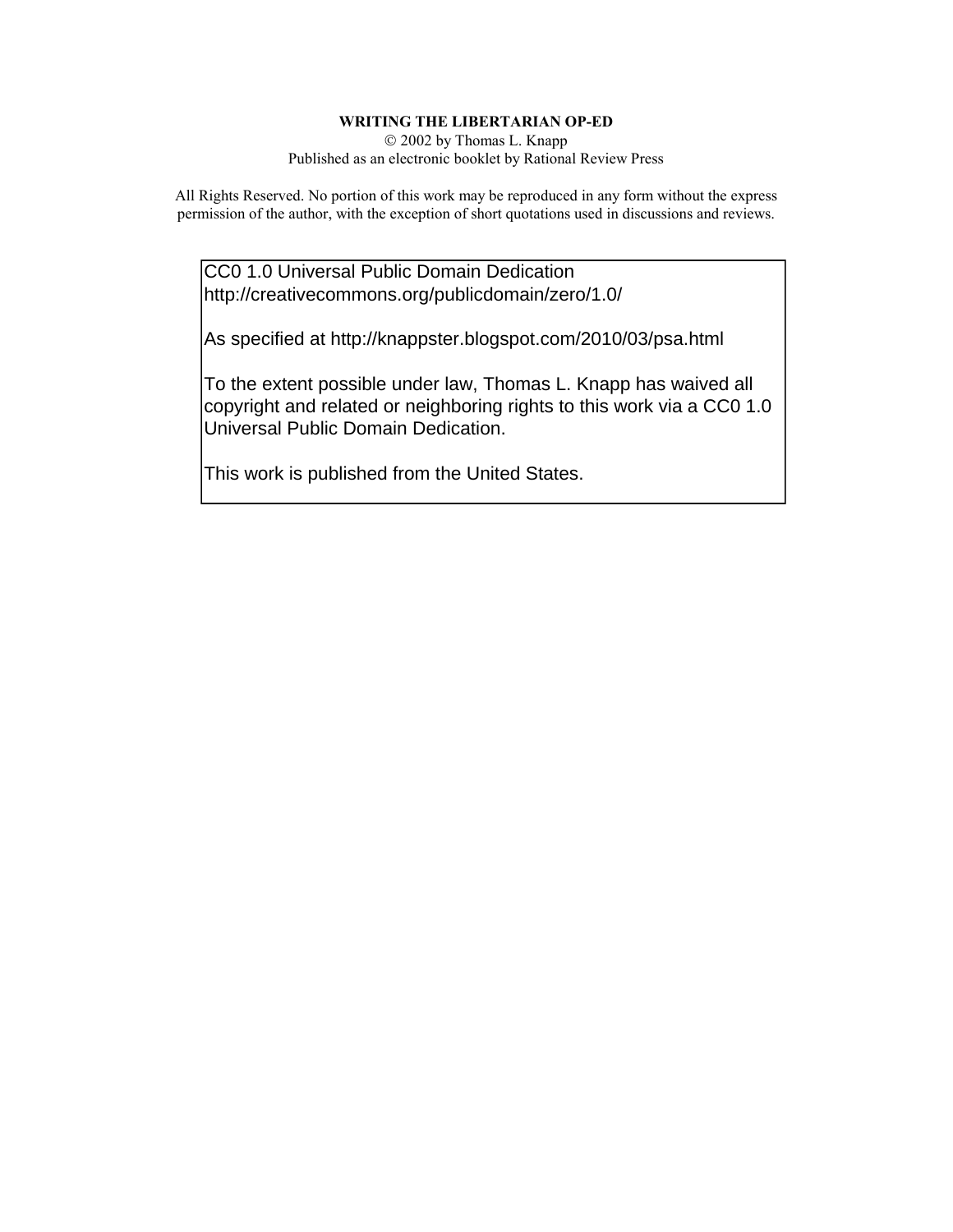**WRITING THE LIBERTARIAN OP-ED**

© 2002 by Thomas L. Knapp

Published as an electronic booklet by Rational Review Press

All Rights Reserved. No portion of this work may be reproduced in any form without the express permission of the author, with the exception of short quotations used in discussions and reviews.

CC0 1.0 Universal Public Domain Dedication
http://creativecommons.org/publicdomain/zero/1.0/

As specified at http://knappster.blogspot.com/2010/03/psa.html

To the extent possible under law, Thomas L. Knapp has waived all copyright and related or neighboring rights to this work via a CC0 1.0 Universal Public Domain Dedication.

This work is published from the United States.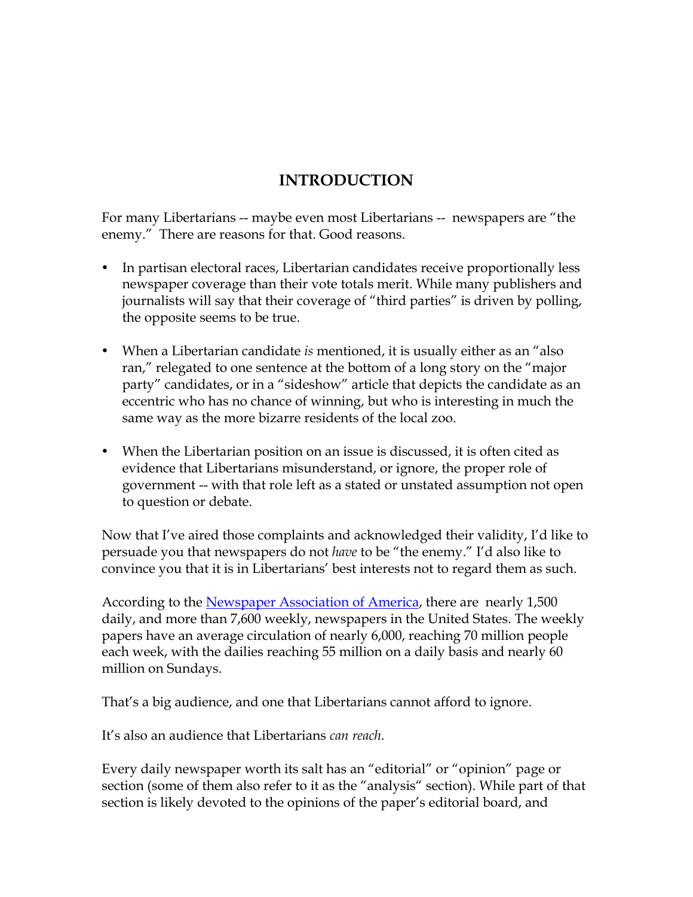# INTRODUCTION

For many Libertarians -- maybe even most Libertarians -- newspapers are "the enemy." There are reasons for that. Good reasons.

- In partisan electoral races, Libertarian candidates receive proportionally less newspaper coverage than their vote totals merit. While many publishers and journalists will say that their coverage of "third parties" is driven by polling, the opposite seems to be true.
- When a Libertarian candidate *is* mentioned, it is usually either as an "also ran," relegated to one sentence at the bottom of a long story on the "major party" candidates, or in a "sideshow" article that depicts the candidate as an eccentric who has no chance of winning, but who is interesting in much the same way as the more bizarre residents of the local zoo.
- When the Libertarian position on an issue is discussed, it is often cited as evidence that Libertarians misunderstand, or ignore, the proper role of government -- with that role left as a stated or unstated assumption not open to question or debate.

Now that I've aired those complaints and acknowledged their validity, I'd like to persuade you that newspapers do not *have* to be "the enemy." I'd also like to convince you that it is in Libertarians' best interests not to regard them as such.

According to the Newspaper Association of America, there are nearly 1,500 daily, and more than 7,600 weekly, newspapers in the United States. The weekly papers have an average circulation of nearly 6,000, reaching 70 million people each week, with the dailies reaching 55 million on a daily basis and nearly 60 million on Sundays.

That's a big audience, and one that Libertarians cannot afford to ignore.

It's also an audience that Libertarians *can reach*.

Every daily newspaper worth its salt has an "editorial" or "opinion" page or section (some of them also refer to it as the "analysis" section). While part of that section is likely devoted to the opinions of the paper's editorial board, and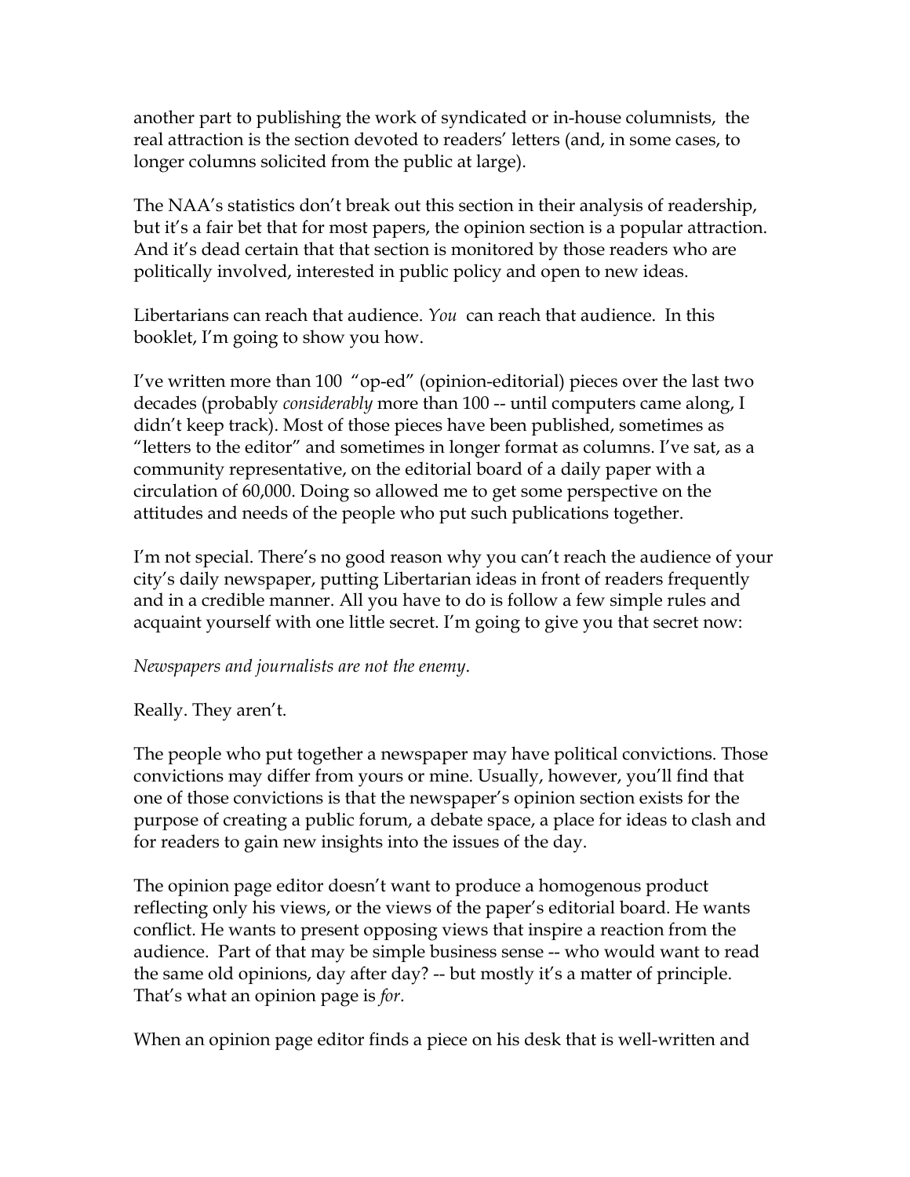another part to publishing the work of syndicated or in-house columnists, the real attraction is the section devoted to readers' letters (and, in some cases, to longer columns solicited from the public at large).

The NAA's statistics don't break out this section in their analysis of readership, but it's a fair bet that for most papers, the opinion section is a popular attraction. And it's dead certain that that section is monitored by those readers who are politically involved, interested in public policy and open to new ideas.

Libertarians can reach that audience. *You* can reach that audience. In this booklet, I'm going to show you how.

I've written more than 100 "op-ed" (opinion-editorial) pieces over the last two decades (probably *considerably* more than 100 -- until computers came along, I didn't keep track). Most of those pieces have been published, sometimes as "letters to the editor" and sometimes in longer format as columns. I've sat, as a community representative, on the editorial board of a daily paper with a circulation of 60,000. Doing so allowed me to get some perspective on the attitudes and needs of the people who put such publications together.

I'm not special. There's no good reason why you can't reach the audience of your city's daily newspaper, putting Libertarian ideas in front of readers frequently and in a credible manner. All you have to do is follow a few simple rules and acquaint yourself with one little secret. I'm going to give you that secret now:

*Newspapers and journalists are not the enemy.*

Really. They aren't.

The people who put together a newspaper may have political convictions. Those convictions may differ from yours or mine. Usually, however, you'll find that one of those convictions is that the newspaper's opinion section exists for the purpose of creating a public forum, a debate space, a place for ideas to clash and for readers to gain new insights into the issues of the day.

The opinion page editor doesn't want to produce a homogenous product reflecting only his views, or the views of the paper's editorial board. He wants conflict. He wants to present opposing views that inspire a reaction from the audience. Part of that may be simple business sense -- who would want to read the same old opinions, day after day? -- but mostly it's a matter of principle. That's what an opinion page is *for*.

When an opinion page editor finds a piece on his desk that is well-written and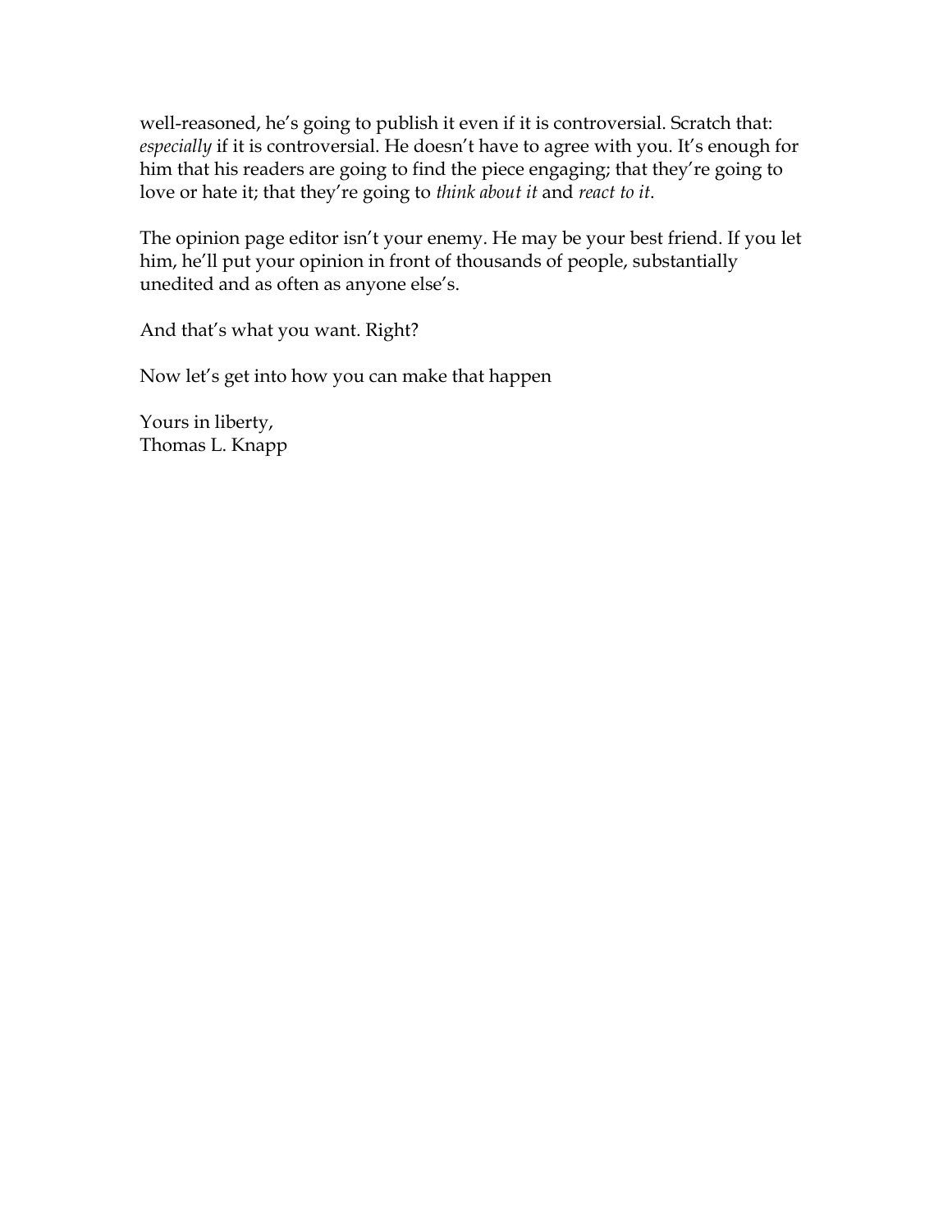well-reasoned, he's going to publish it even if it is controversial. Scratch that: *especially* if it is controversial. He doesn't have to agree with you. It's enough for him that his readers are going to find the piece engaging; that they're going to love or hate it; that they're going to *think about it* and *react to it*.

The opinion page editor isn't your enemy. He may be your best friend. If you let him, he'll put your opinion in front of thousands of people, substantially unedited and as often as anyone else's.

And that's what you want. Right?

Now let's get into how you can make that happen

Yours in liberty,
Thomas L. Knapp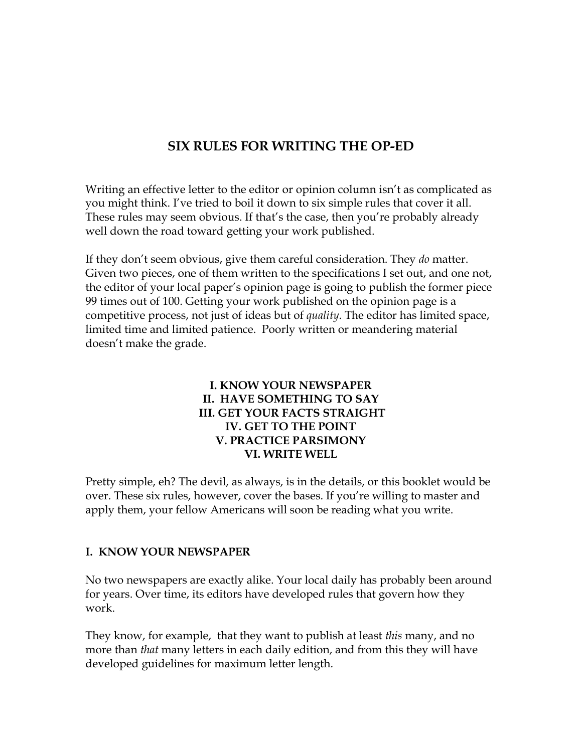# SIX RULES FOR WRITING THE OP-ED

Writing an effective letter to the editor or opinion column isn't as complicated as you might think. I've tried to boil it down to six simple rules that cover it all. These rules may seem obvious. If that's the case, then you're probably already well down the road toward getting your work published.

If they don't seem obvious, give them careful consideration. They *do* matter. Given two pieces, one of them written to the specifications I set out, and one not, the editor of your local paper's opinion page is going to publish the former piece 99 times out of 100. Getting your work published on the opinion page is a competitive process, not just of ideas but of *quality*. The editor has limited space, limited time and limited patience. Poorly written or meandering material doesn't make the grade.

**I. KNOW YOUR NEWSPAPER**
**II. HAVE SOMETHING TO SAY**
**III. GET YOUR FACTS STRAIGHT**
**IV. GET TO THE POINT**
**V. PRACTICE PARSIMONY**
**VI. WRITE WELL**

Pretty simple, eh? The devil, as always, is in the details, or this booklet would be over. These six rules, however, cover the bases. If you're willing to master and apply them, your fellow Americans will soon be reading what you write.

## I. KNOW YOUR NEWSPAPER

No two newspapers are exactly alike. Your local daily has probably been around for years. Over time, its editors have developed rules that govern how they work.

They know, for example, that they want to publish at least *this* many, and no more than *that* many letters in each daily edition, and from this they will have developed guidelines for maximum letter length.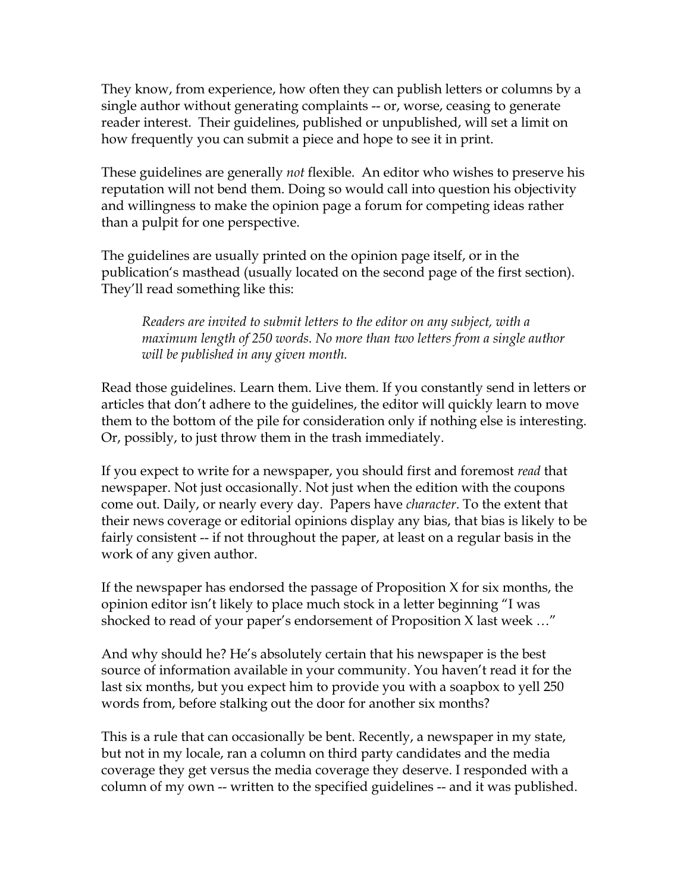They know, from experience, how often they can publish letters or columns by a single author without generating complaints -- or, worse, ceasing to generate reader interest. Their guidelines, published or unpublished, will set a limit on how frequently you can submit a piece and hope to see it in print.

These guidelines are generally *not* flexible. An editor who wishes to preserve his reputation will not bend them. Doing so would call into question his objectivity and willingness to make the opinion page a forum for competing ideas rather than a pulpit for one perspective.

The guidelines are usually printed on the opinion page itself, or in the publication's masthead (usually located on the second page of the first section). They'll read something like this:

> *Readers are invited to submit letters to the editor on any subject, with a maximum length of 250 words. No more than two letters from a single author will be published in any given month.*

Read those guidelines. Learn them. Live them. If you constantly send in letters or articles that don't adhere to the guidelines, the editor will quickly learn to move them to the bottom of the pile for consideration only if nothing else is interesting. Or, possibly, to just throw them in the trash immediately.

If you expect to write for a newspaper, you should first and foremost *read* that newspaper. Not just occasionally. Not just when the edition with the coupons come out. Daily, or nearly every day. Papers have *character*. To the extent that their news coverage or editorial opinions display any bias, that bias is likely to be fairly consistent -- if not throughout the paper, at least on a regular basis in the work of any given author.

If the newspaper has endorsed the passage of Proposition X for six months, the opinion editor isn't likely to place much stock in a letter beginning "I was shocked to read of your paper's endorsement of Proposition X last week …"

And why should he? He's absolutely certain that his newspaper is the best source of information available in your community. You haven't read it for the last six months, but you expect him to provide you with a soapbox to yell 250 words from, before stalking out the door for another six months?

This is a rule that can occasionally be bent. Recently, a newspaper in my state, but not in my locale, ran a column on third party candidates and the media coverage they get versus the media coverage they deserve. I responded with a column of my own -- written to the specified guidelines -- and it was published.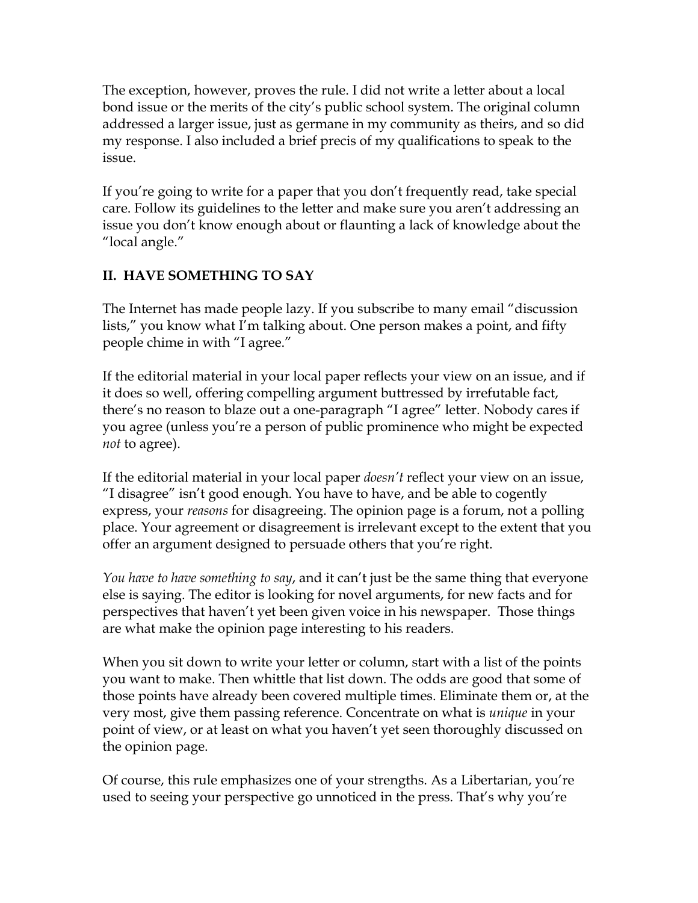The exception, however, proves the rule. I did not write a letter about a local bond issue or the merits of the city's public school system. The original column addressed a larger issue, just as germane in my community as theirs, and so did my response. I also included a brief precis of my qualifications to speak to the issue.

If you're going to write for a paper that you don't frequently read, take special care. Follow its guidelines to the letter and make sure you aren't addressing an issue you don't know enough about or flaunting a lack of knowledge about the "local angle."

## II. HAVE SOMETHING TO SAY

The Internet has made people lazy. If you subscribe to many email "discussion lists," you know what I'm talking about. One person makes a point, and fifty people chime in with "I agree."

If the editorial material in your local paper reflects your view on an issue, and if it does so well, offering compelling argument buttressed by irrefutable fact, there's no reason to blaze out a one-paragraph "I agree" letter. Nobody cares if you agree (unless you're a person of public prominence who might be expected *not* to agree).

If the editorial material in your local paper *doesn't* reflect your view on an issue, "I disagree" isn't good enough. You have to have, and be able to cogently express, your *reasons* for disagreeing. The opinion page is a forum, not a polling place. Your agreement or disagreement is irrelevant except to the extent that you offer an argument designed to persuade others that you're right.

*You have to have something to say*, and it can't just be the same thing that everyone else is saying. The editor is looking for novel arguments, for new facts and for perspectives that haven't yet been given voice in his newspaper. Those things are what make the opinion page interesting to his readers.

When you sit down to write your letter or column, start with a list of the points you want to make. Then whittle that list down. The odds are good that some of those points have already been covered multiple times. Eliminate them or, at the very most, give them passing reference. Concentrate on what is *unique* in your point of view, or at least on what you haven't yet seen thoroughly discussed on the opinion page.

Of course, this rule emphasizes one of your strengths. As a Libertarian, you're used to seeing your perspective go unnoticed in the press. That's why you're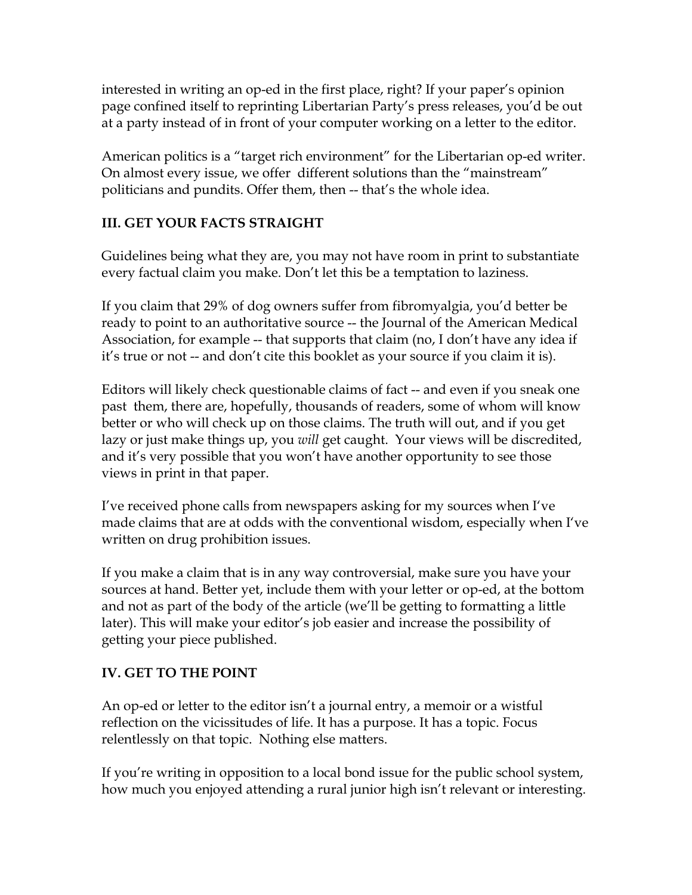interested in writing an op-ed in the first place, right? If your paper's opinion page confined itself to reprinting Libertarian Party's press releases, you'd be out at a party instead of in front of your computer working on a letter to the editor.

American politics is a "target rich environment" for the Libertarian op-ed writer. On almost every issue, we offer different solutions than the "mainstream" politicians and pundits. Offer them, then -- that's the whole idea.

## III. GET YOUR FACTS STRAIGHT

Guidelines being what they are, you may not have room in print to substantiate every factual claim you make. Don't let this be a temptation to laziness.

If you claim that 29% of dog owners suffer from fibromyalgia, you'd better be ready to point to an authoritative source -- the Journal of the American Medical Association, for example -- that supports that claim (no, I don't have any idea if it's true or not -- and don't cite this booklet as your source if you claim it is).

Editors will likely check questionable claims of fact -- and even if you sneak one past them, there are, hopefully, thousands of readers, some of whom will know better or who will check up on those claims. The truth will out, and if you get lazy or just make things up, you *will* get caught. Your views will be discredited, and it's very possible that you won't have another opportunity to see those views in print in that paper.

I've received phone calls from newspapers asking for my sources when I've made claims that are at odds with the conventional wisdom, especially when I've written on drug prohibition issues.

If you make a claim that is in any way controversial, make sure you have your sources at hand. Better yet, include them with your letter or op-ed, at the bottom and not as part of the body of the article (we'll be getting to formatting a little later). This will make your editor's job easier and increase the possibility of getting your piece published.

## IV. GET TO THE POINT

An op-ed or letter to the editor isn't a journal entry, a memoir or a wistful reflection on the vicissitudes of life. It has a purpose. It has a topic. Focus relentlessly on that topic. Nothing else matters.

If you're writing in opposition to a local bond issue for the public school system, how much you enjoyed attending a rural junior high isn't relevant or interesting.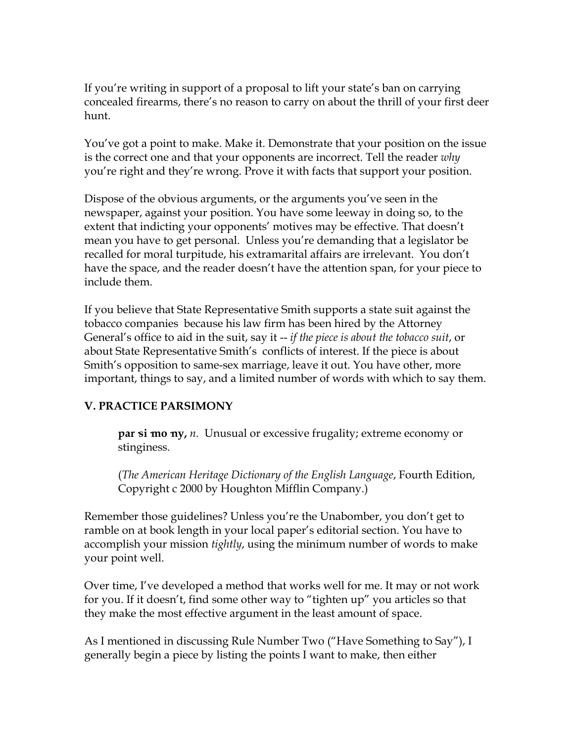If you're writing in support of a proposal to lift your state's ban on carrying concealed firearms, there's no reason to carry on about the thrill of your first deer hunt.

You've got a point to make. Make it. Demonstrate that your position on the issue is the correct one and that your opponents are incorrect. Tell the reader *why* you're right and they're wrong. Prove it with facts that support your position.

Dispose of the obvious arguments, or the arguments you've seen in the newspaper, against your position. You have some leeway in doing so, to the extent that indicting your opponents' motives may be effective. That doesn't mean you have to get personal. Unless you're demanding that a legislator be recalled for moral turpitude, his extramarital affairs are irrelevant. You don't have the space, and the reader doesn't have the attention span, for your piece to include them.

If you believe that State Representative Smith supports a state suit against the tobacco companies because his law firm has been hired by the Attorney General's office to aid in the suit, say it -- *if the piece is about the tobacco suit*, or about State Representative Smith's conflicts of interest. If the piece is about Smith's opposition to same-sex marriage, leave it out. You have other, more important, things to say, and a limited number of words with which to say them.

## V. PRACTICE PARSIMONY

> **par·si·mo·ny,** *n.* Unusual or excessive frugality; extreme economy or stinginess.
>
> (*The American Heritage Dictionary of the English Language*, Fourth Edition, Copyright c 2000 by Houghton Mifflin Company.)

Remember those guidelines? Unless you're the Unabomber, you don't get to ramble on at book length in your local paper's editorial section. You have to accomplish your mission *tightly*, using the minimum number of words to make your point well.

Over time, I've developed a method that works well for me. It may or not work for you. If it doesn't, find some other way to "tighten up" you articles so that they make the most effective argument in the least amount of space.

As I mentioned in discussing Rule Number Two ("Have Something to Say"), I generally begin a piece by listing the points I want to make, then either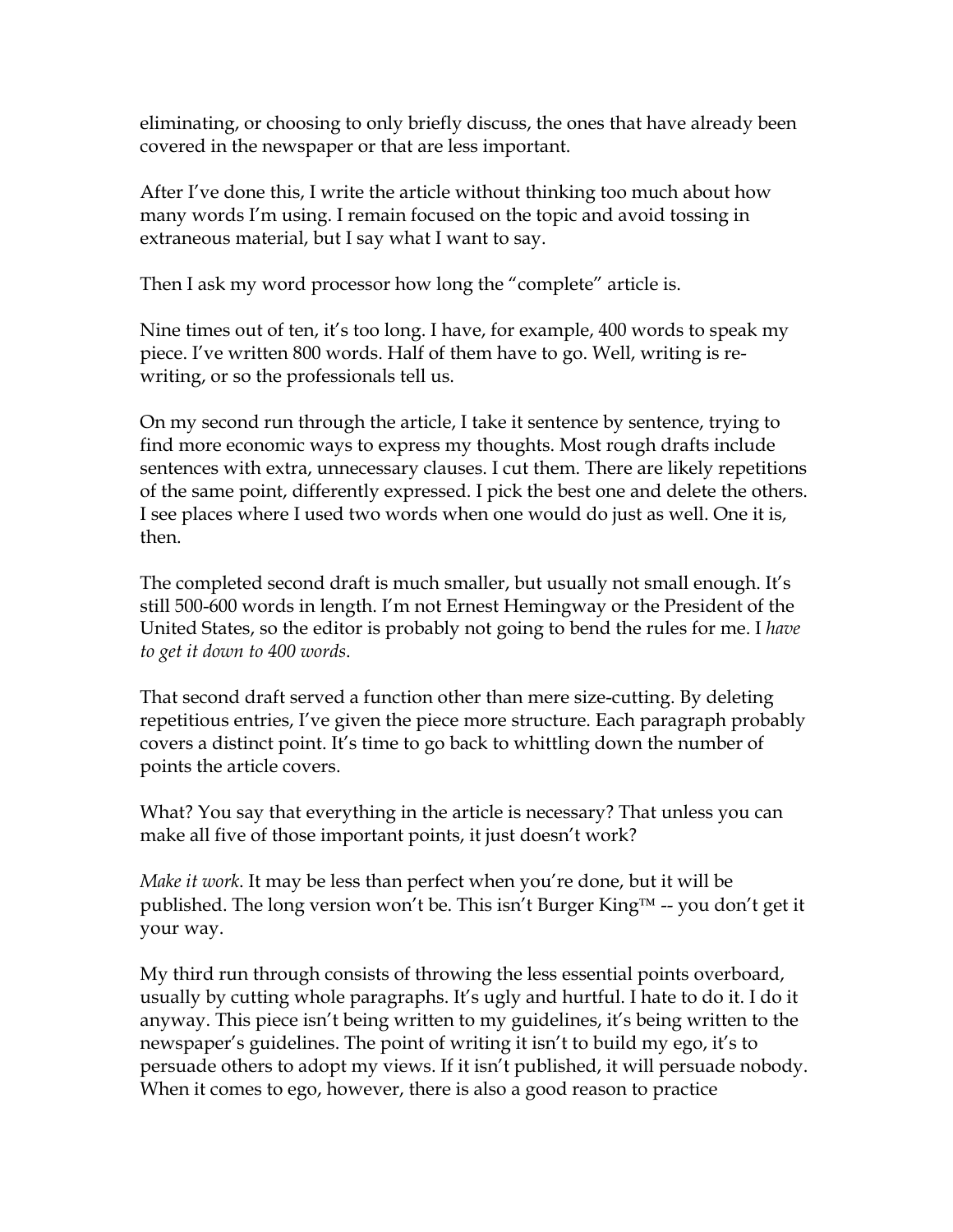eliminating, or choosing to only briefly discuss, the ones that have already been covered in the newspaper or that are less important.

After I've done this, I write the article without thinking too much about how many words I'm using. I remain focused on the topic and avoid tossing in extraneous material, but I say what I want to say.

Then I ask my word processor how long the "complete" article is.

Nine times out of ten, it's too long. I have, for example, 400 words to speak my piece. I've written 800 words. Half of them have to go. Well, writing is re-writing, or so the professionals tell us.

On my second run through the article, I take it sentence by sentence, trying to find more economic ways to express my thoughts. Most rough drafts include sentences with extra, unnecessary clauses. I cut them. There are likely repetitions of the same point, differently expressed. I pick the best one and delete the others. I see places where I used two words when one would do just as well. One it is, then.

The completed second draft is much smaller, but usually not small enough. It's still 500-600 words in length. I'm not Ernest Hemingway or the President of the United States, so the editor is probably not going to bend the rules for me. I *have to get it down to 400 words*.

That second draft served a function other than mere size-cutting. By deleting repetitious entries, I've given the piece more structure. Each paragraph probably covers a distinct point. It's time to go back to whittling down the number of points the article covers.

What? You say that everything in the article is necessary? That unless you can make all five of those important points, it just doesn't work?

*Make it work.* It may be less than perfect when you're done, but it will be published. The long version won't be. This isn't Burger King™ -- you don't get it your way.

My third run through consists of throwing the less essential points overboard, usually by cutting whole paragraphs. It's ugly and hurtful. I hate to do it. I do it anyway. This piece isn't being written to my guidelines, it's being written to the newspaper's guidelines. The point of writing it isn't to build my ego, it's to persuade others to adopt my views. If it isn't published, it will persuade nobody. When it comes to ego, however, there is also a good reason to practice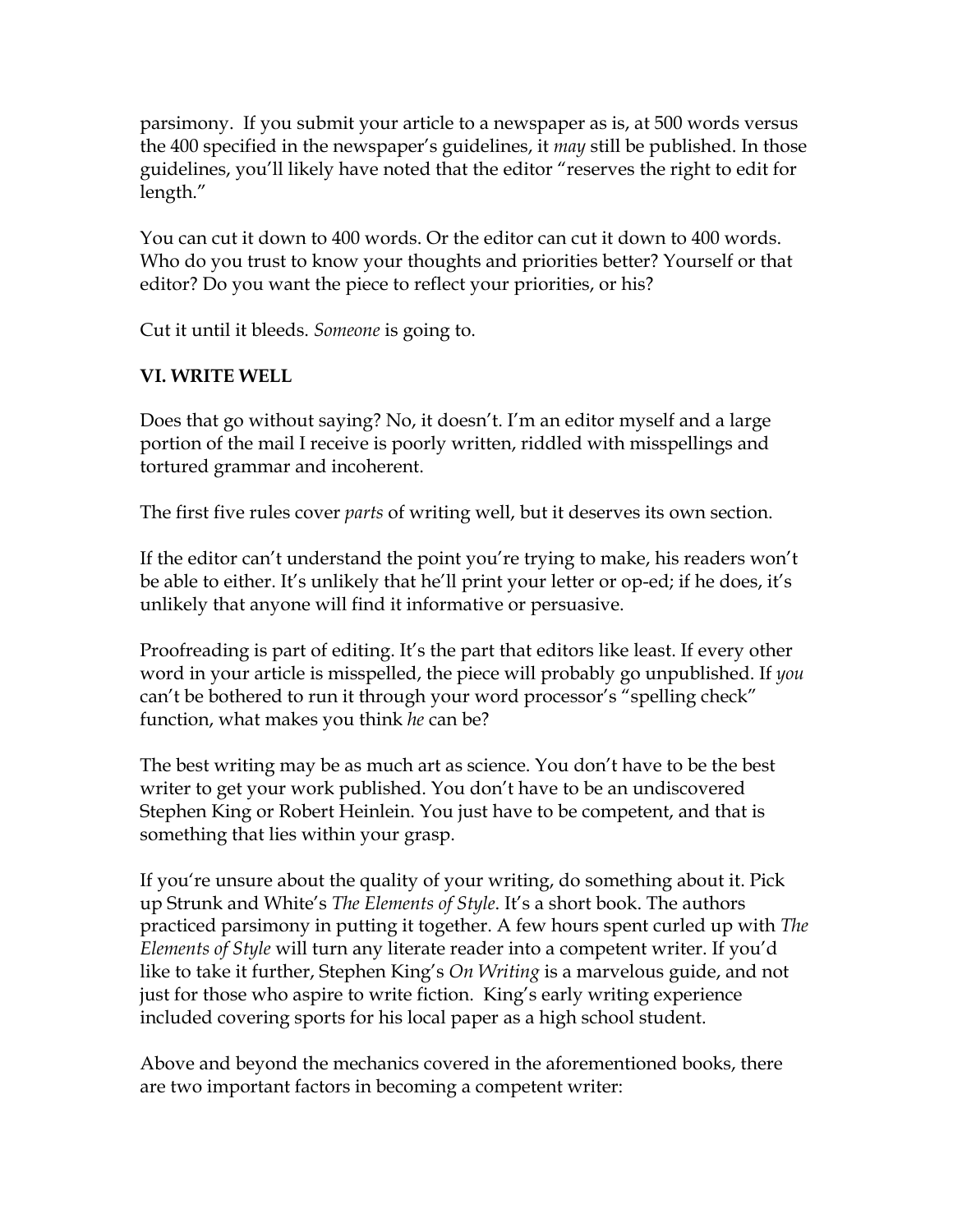parsimony. If you submit your article to a newspaper as is, at 500 words versus the 400 specified in the newspaper's guidelines, it *may* still be published. In those guidelines, you'll likely have noted that the editor "reserves the right to edit for length."

You can cut it down to 400 words. Or the editor can cut it down to 400 words. Who do you trust to know your thoughts and priorities better? Yourself or that editor? Do you want the piece to reflect your priorities, or his?

Cut it until it bleeds. *Someone* is going to.

## VI. WRITE WELL

Does that go without saying? No, it doesn't. I'm an editor myself and a large portion of the mail I receive is poorly written, riddled with misspellings and tortured grammar and incoherent.

The first five rules cover *parts* of writing well, but it deserves its own section.

If the editor can't understand the point you're trying to make, his readers won't be able to either. It's unlikely that he'll print your letter or op-ed; if he does, it's unlikely that anyone will find it informative or persuasive.

Proofreading is part of editing. It's the part that editors like least. If every other word in your article is misspelled, the piece will probably go unpublished. If *you* can't be bothered to run it through your word processor's "spelling check" function, what makes you think *he* can be?

The best writing may be as much art as science. You don't have to be the best writer to get your work published. You don't have to be an undiscovered Stephen King or Robert Heinlein. You just have to be competent, and that is something that lies within your grasp.

If you're unsure about the quality of your writing, do something about it. Pick up Strunk and White's *The Elements of Style*. It's a short book. The authors practiced parsimony in putting it together. A few hours spent curled up with *The Elements of Style* will turn any literate reader into a competent writer. If you'd like to take it further, Stephen King's *On Writing* is a marvelous guide, and not just for those who aspire to write fiction. King's early writing experience included covering sports for his local paper as a high school student.

Above and beyond the mechanics covered in the aforementioned books, there are two important factors in becoming a competent writer: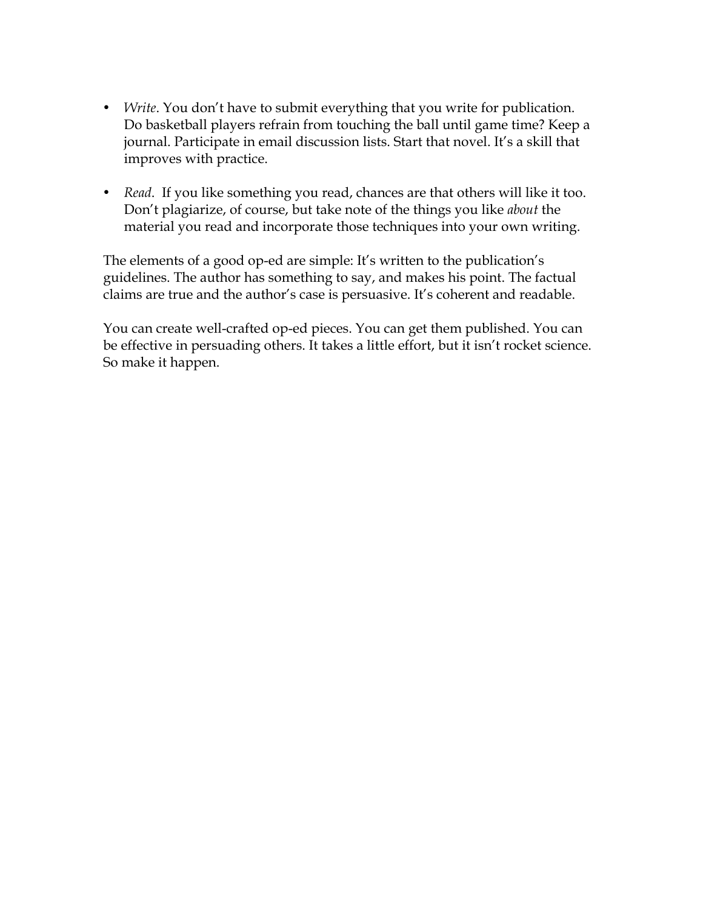- *Write*. You don't have to submit everything that you write for publication. Do basketball players refrain from touching the ball until game time? Keep a journal. Participate in email discussion lists. Start that novel. It's a skill that improves with practice.

- *Read*. If you like something you read, chances are that others will like it too. Don't plagiarize, of course, but take note of the things you like *about* the material you read and incorporate those techniques into your own writing.

The elements of a good op-ed are simple: It's written to the publication's guidelines. The author has something to say, and makes his point. The factual claims are true and the author's case is persuasive. It's coherent and readable.

You can create well-crafted op-ed pieces. You can get them published. You can be effective in persuading others. It takes a little effort, but it isn't rocket science. So make it happen.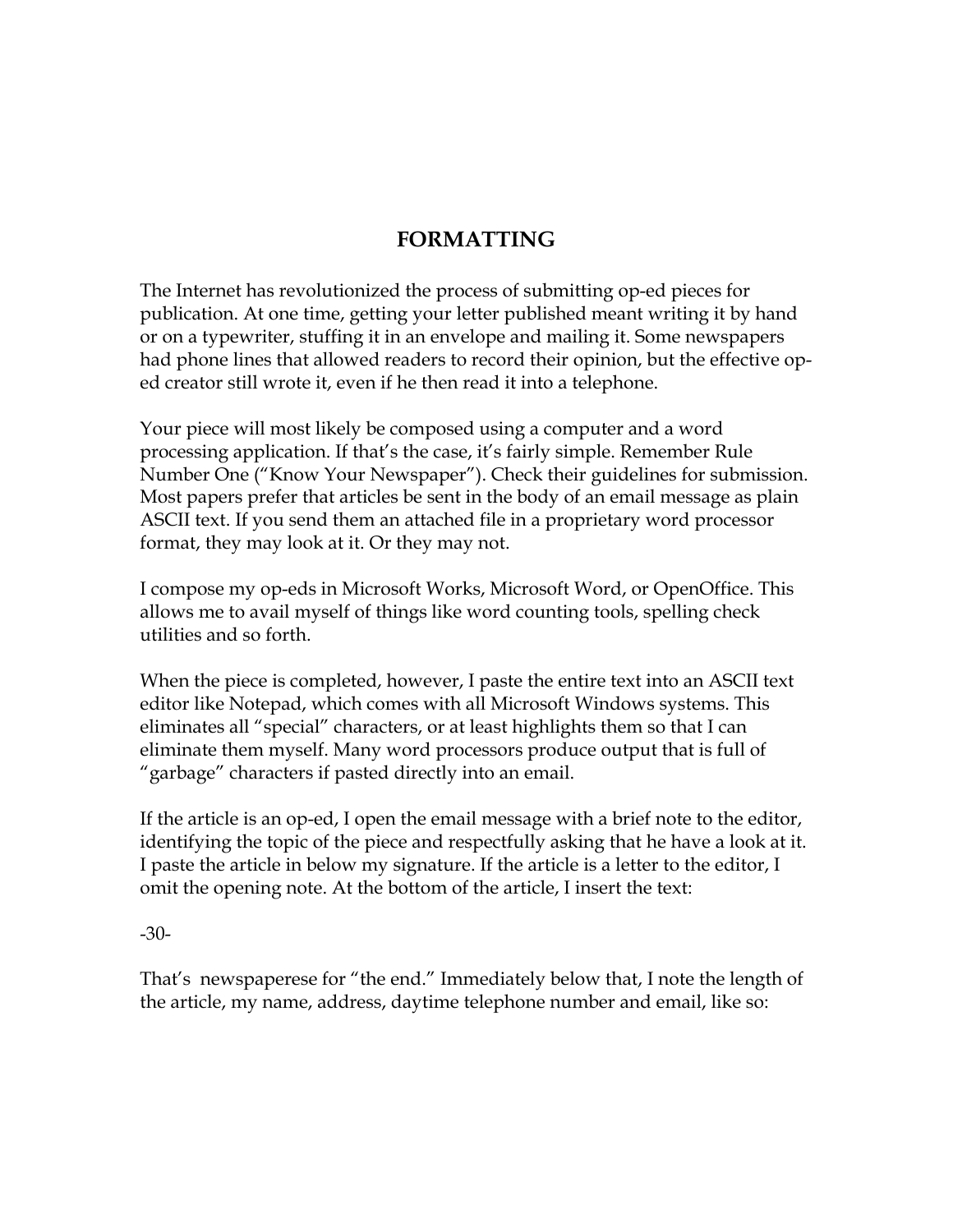## FORMATTING

The Internet has revolutionized the process of submitting op-ed pieces for publication. At one time, getting your letter published meant writing it by hand or on a typewriter, stuffing it in an envelope and mailing it. Some newspapers had phone lines that allowed readers to record their opinion, but the effective op-ed creator still wrote it, even if he then read it into a telephone.

Your piece will most likely be composed using a computer and a word processing application. If that's the case, it's fairly simple. Remember Rule Number One ("Know Your Newspaper"). Check their guidelines for submission. Most papers prefer that articles be sent in the body of an email message as plain ASCII text. If you send them an attached file in a proprietary word processor format, they may look at it. Or they may not.

I compose my op-eds in Microsoft Works, Microsoft Word, or OpenOffice. This allows me to avail myself of things like word counting tools, spelling check utilities and so forth.

When the piece is completed, however, I paste the entire text into an ASCII text editor like Notepad, which comes with all Microsoft Windows systems. This eliminates all "special" characters, or at least highlights them so that I can eliminate them myself. Many word processors produce output that is full of "garbage" characters if pasted directly into an email.

If the article is an op-ed, I open the email message with a brief note to the editor, identifying the topic of the piece and respectfully asking that he have a look at it. I paste the article in below my signature. If the article is a letter to the editor, I omit the opening note. At the bottom of the article, I insert the text:

-30-

That's newspaperese for "the end." Immediately below that, I note the length of the article, my name, address, daytime telephone number and email, like so: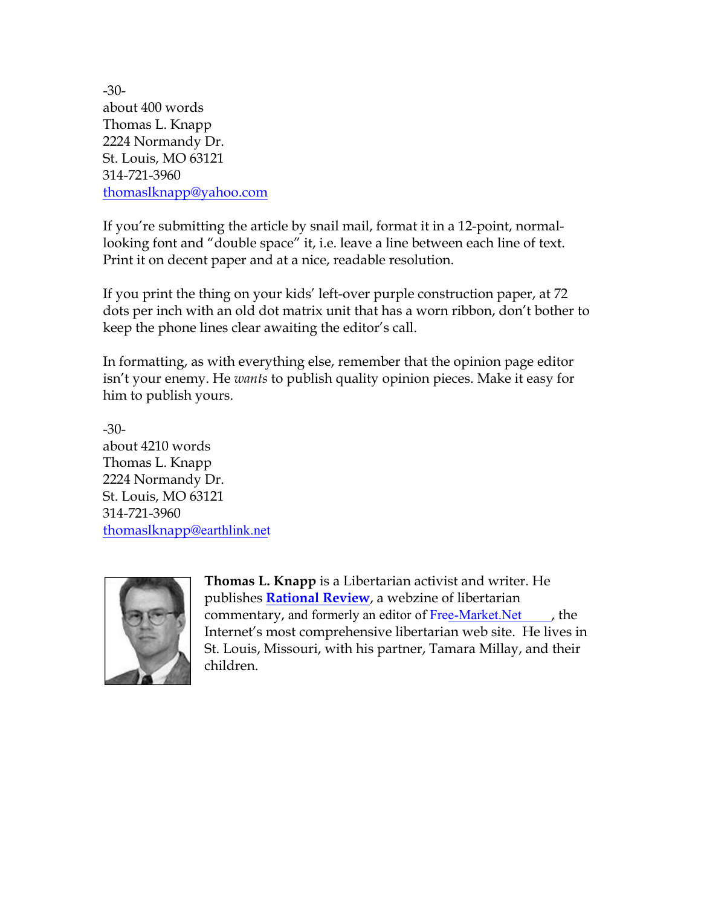-30-
about 400 words
Thomas L. Knapp
2224 Normandy Dr.
St. Louis, MO 63121
314-721-3960
thomaslknapp@yahoo.com

If you're submitting the article by snail mail, format it in a 12-point, normal-looking font and "double space" it, i.e. leave a line between each line of text. Print it on decent paper and at a nice, readable resolution.

If you print the thing on your kids' left-over purple construction paper, at 72 dots per inch with an old dot matrix unit that has a worn ribbon, don't bother to keep the phone lines clear awaiting the editor's call.

In formatting, as with everything else, remember that the opinion page editor isn't your enemy. He *wants* to publish quality opinion pieces. Make it easy for him to publish yours.

-30-
about 4210 words
Thomas L. Knapp
2224 Normandy Dr.
St. Louis, MO 63121
314-721-3960
thomaslknapp@earthlink.net

**Thomas L. Knapp** is a Libertarian activist and writer. He publishes **Rational Review**, a webzine of libertarian commentary, and formerly an editor of Free-Market.Net, the Internet's most comprehensive libertarian web site. He lives in St. Louis, Missouri, with his partner, Tamara Millay, and their children.